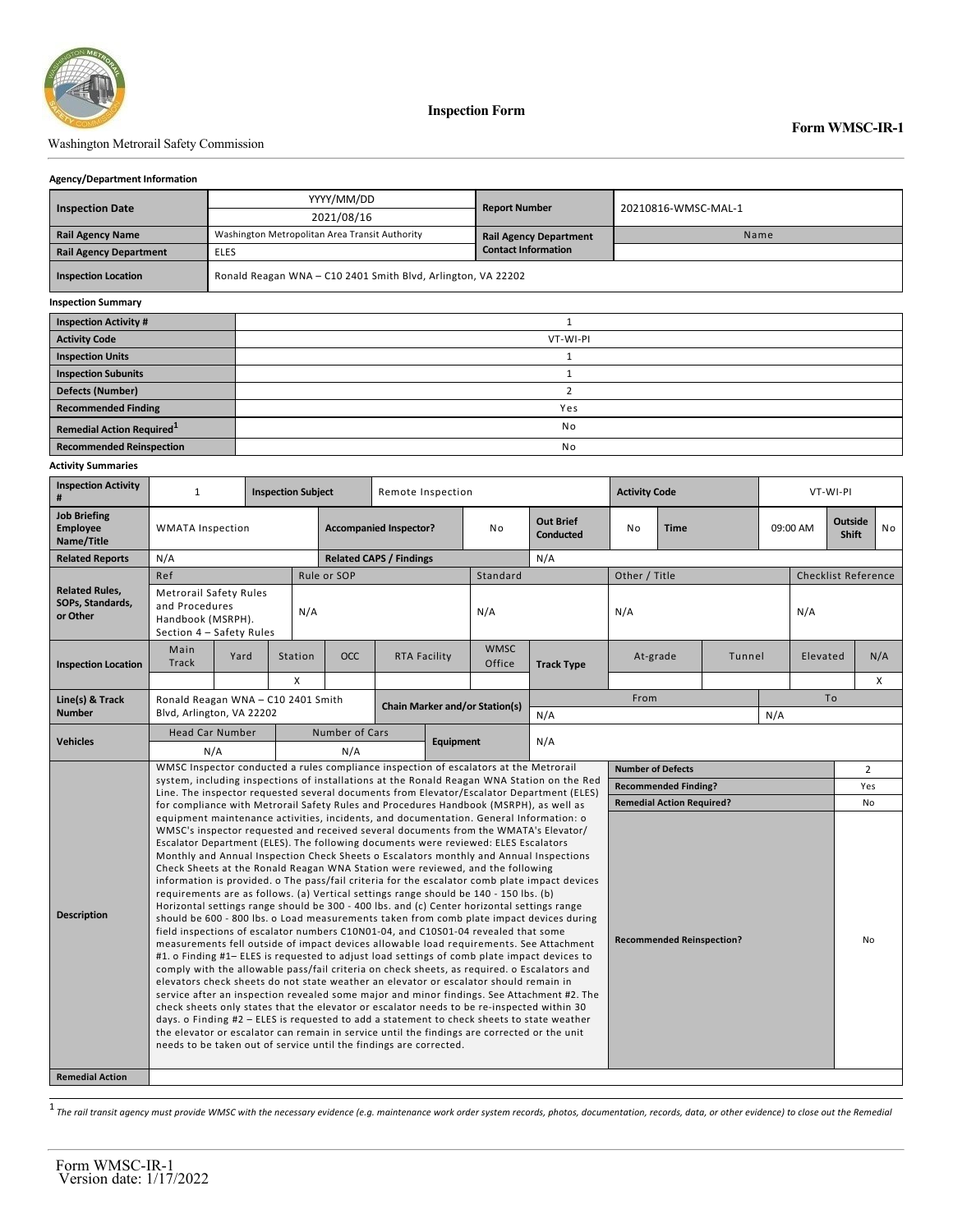Washington Metrorail Safety Commission

# Inspection Form

**Form WMSC-IR-1**

**Agency/Department Information**

| | | | |
|---|---|---|---|
| **Inspection Date** | YYYY/MM/DD<br>2021/08/16 | **Report Number** | 20210816-WMSC-MAL-1 |
| **Rail Agency Name** | Washington Metropolitan Area Transit Authority | **Rail Agency Department Contact Information** | Name |
| **Rail Agency Department** | ELES | | |
| **Inspection Location** | Ronald Reagan WNA – C10 2401 Smith Blvd, Arlington, VA 22202 | | |

**Inspection Summary**

| | |
|---|---|
| **Inspection Activity #** | 1 |
| **Activity Code** | VT-WI-PI |
| **Inspection Units** | 1 |
| **Inspection Subunits** | 1 |
| **Defects (Number)** | 2 |
| **Recommended Finding** | Yes |
| **Remedial Action Required**[1] | No |
| **Recommended Reinspection** | No |

**Activity Summaries**

| | | | | | | | | |
|---|---|---|---|---|---|---|---|---|
| **Inspection Activity #** | 1 | **Inspection Subject** | Remote Inspection | | **Activity Code** | VT-WI-PI | | |
| **Job Briefing Employee Name/Title** | WMATA Inspection | **Accompanied Inspector?** | No | **Out Brief Conducted** | No | **Time** | 09:00 AM | **Outside Shift**: No |
| **Related Reports** | N/A | **Related CAPS / Findings** | N/A | | | | | |

| **Related Rules, SOPs, Standards, or Other** | | | | |
|---|---|---|---|---|
| Ref | Rule or SOP | Standard | Other / Title | Checklist Reference |
| Metrorail Safety Rules and Procedures Handbook (MSRPH). Section 4 – Safety Rules | N/A | N/A | N/A | N/A |

| **Inspection Location** | Main Track | Yard | Station | OCC | RTA Facility | WMSC Office | **Track Type** | At-grade | Tunnel | Elevated | N/A |
|---|---|---|---|---|---|---|---|---|---|---|---|
| | | | X | | | | | | | | X |

| **Line(s) & Track Number** | Ronald Reagan WNA – C10 2401 Smith Blvd, Arlington, VA 22202 | **Chain Marker and/or Station(s)** | From: N/A | To: N/A |
|---|---|---|---|---|

| **Vehicles** | Head Car Number | Number of Cars | **Equipment** |
|---|---|---|---|
| | N/A | N/A | N/A |

**Description**

WMSC Inspector conducted a rules compliance inspection of escalators at the Metrorail system, including inspections of installations at the Ronald Reagan WNA Station on the Red Line. The inspector requested several documents from Elevator/Escalator Department (ELES) for compliance with Metrorail Safety Rules and Procedures Handbook (MSRPH), as well as equipment maintenance activities, incidents, and documentation. General Information: o WMSC's inspector requested and received several documents from the WMATA's Elevator/ Escalator Department (ELES). The following documents were reviewed: ELES Escalators Monthly and Annual Inspection Check Sheets o Escalators monthly and Annual Inspections Check Sheets at the Ronald Reagan WNA Station were reviewed, and the following information is provided. o The pass/fail criteria for the escalator comb plate impact devices requirements are as follows. (a) Vertical settings range should be 140 - 150 lbs. (b) Horizontal settings range should be 300 - 400 lbs. and (c) Center horizontal settings range should be 600 - 800 lbs. o Load measurements taken from comb plate impact devices during field inspections of escalator numbers C10N01-04, and C10S01-04 revealed that some measurements fell outside of impact devices allowable load requirements. See Attachment #1. o Finding #1– ELES is requested to adjust load settings of comb plate impact devices to comply with the allowable pass/fail criteria on check sheets, as required. o Escalators and elevators check sheets do not state weather an elevator or escalator should remain in service after an inspection revealed some major and minor findings. See Attachment #2. The check sheets only states that the elevator or escalator needs to be re-inspected within 30 days. o Finding #2 – ELES is requested to add a statement to check sheets to state weather the elevator or escalator can remain in service until the findings are corrected or the unit needs to be taken out of service until the findings are corrected.

| | |
|---|---|
| **Number of Defects** | 2 |
| **Recommended Finding?** | Yes |
| **Remedial Action Required?** | No |
| **Recommended Reinspection?** | No |

**Remedial Action**

[1] *The rail transit agency must provide WMSC with the necessary evidence (e.g. maintenance work order system records, photos, documentation, records, data, or other evidence) to close out the Remedial*

Form WMSC-IR-1
Version date: 1/17/2022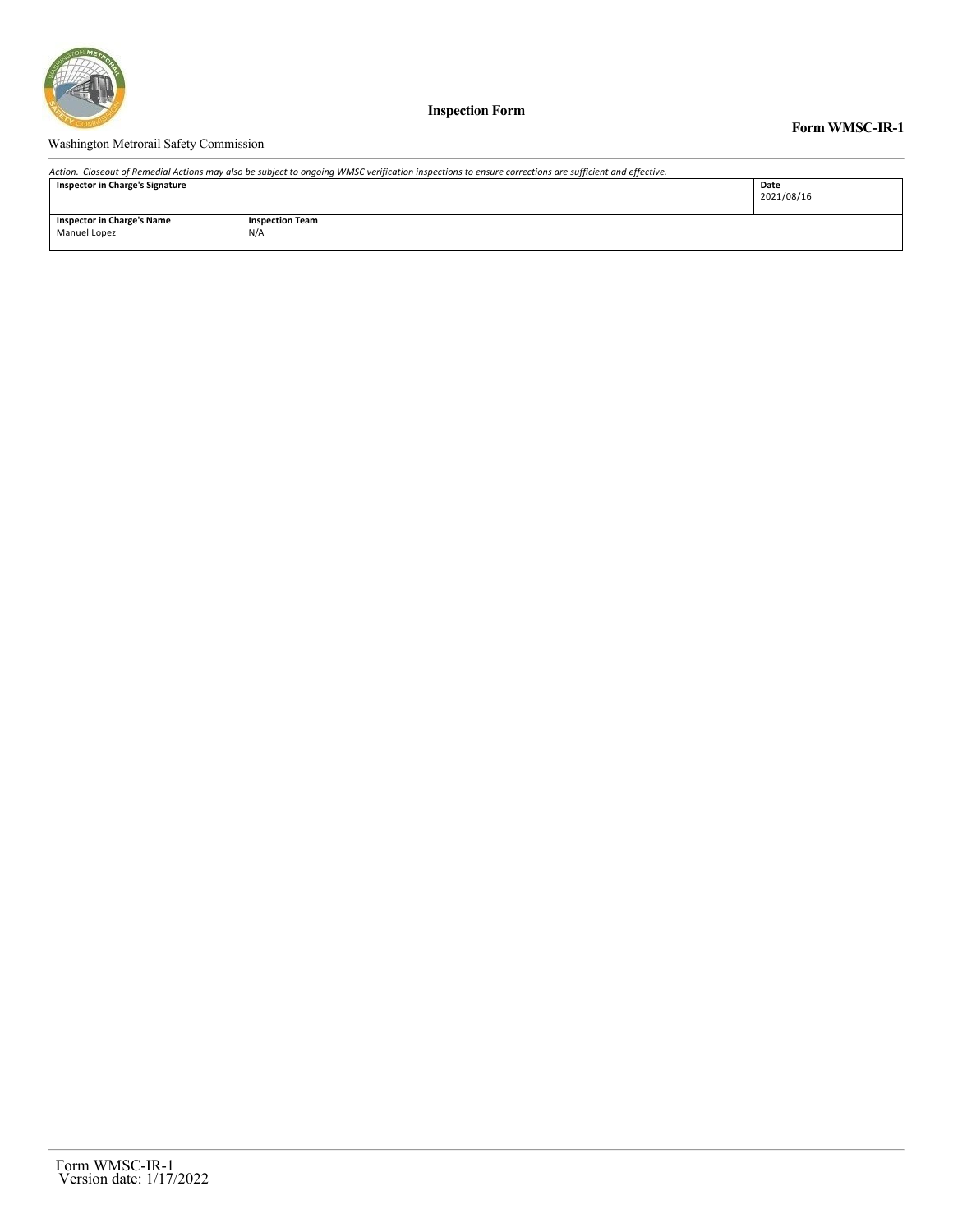*Action. Closeout of Remedial Actions may also be subject to ongoing WMSC verification inspections to ensure corrections are sufficient and effective.*

| | | |
|---|---|---|
| **Inspector in Charge's Signature** | | **Date**<br>2021/08/16 |
| **Inspector in Charge's Name**<br>Manuel Lopez | **Inspection Team**<br>N/A | |